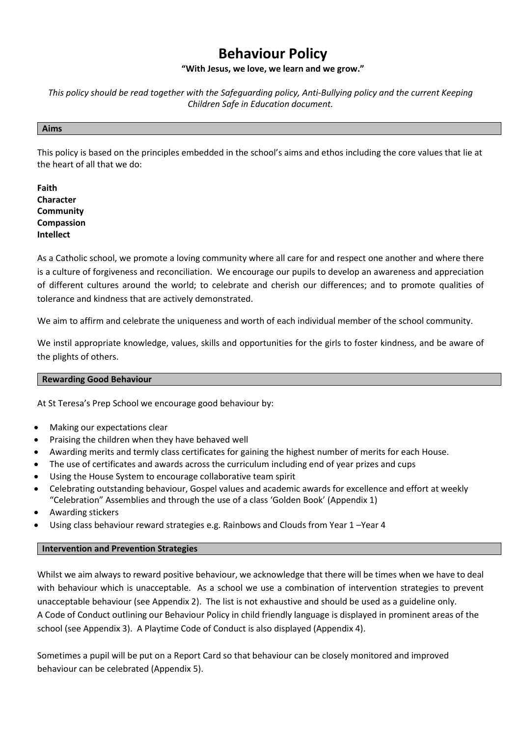# Behaviour Policy

**"With Jesus, we love, we learn and we grow."**

*This policy should be read together with the Safeguarding policy, Anti-Bullying policy and the current Keeping Children Safe in Education document.*

## Aims

This policy is based on the principles embedded in the school's aims and ethos including the core values that lie at the heart of all that we do:

**Faith**
**Character**
**Community**
**Compassion**
**Intellect**

As a Catholic school, we promote a loving community where all care for and respect one another and where there is a culture of forgiveness and reconciliation. We encourage our pupils to develop an awareness and appreciation of different cultures around the world; to celebrate and cherish our differences; and to promote qualities of tolerance and kindness that are actively demonstrated.

We aim to affirm and celebrate the uniqueness and worth of each individual member of the school community.

We instil appropriate knowledge, values, skills and opportunities for the girls to foster kindness, and be aware of the plights of others.

## Rewarding Good Behaviour

At St Teresa's Prep School we encourage good behaviour by:

- Making our expectations clear
- Praising the children when they have behaved well
- Awarding merits and termly class certificates for gaining the highest number of merits for each House.
- The use of certificates and awards across the curriculum including end of year prizes and cups
- Using the House System to encourage collaborative team spirit
- Celebrating outstanding behaviour, Gospel values and academic awards for excellence and effort at weekly "Celebration" Assemblies and through the use of a class 'Golden Book' (Appendix 1)
- Awarding stickers
- Using class behaviour reward strategies e.g. Rainbows and Clouds from Year 1 –Year 4

## Intervention and Prevention Strategies

Whilst we aim always to reward positive behaviour, we acknowledge that there will be times when we have to deal with behaviour which is unacceptable. As a school we use a combination of intervention strategies to prevent unacceptable behaviour (see Appendix 2). The list is not exhaustive and should be used as a guideline only.
A Code of Conduct outlining our Behaviour Policy in child friendly language is displayed in prominent areas of the school (see Appendix 3). A Playtime Code of Conduct is also displayed (Appendix 4).

Sometimes a pupil will be put on a Report Card so that behaviour can be closely monitored and improved behaviour can be celebrated (Appendix 5).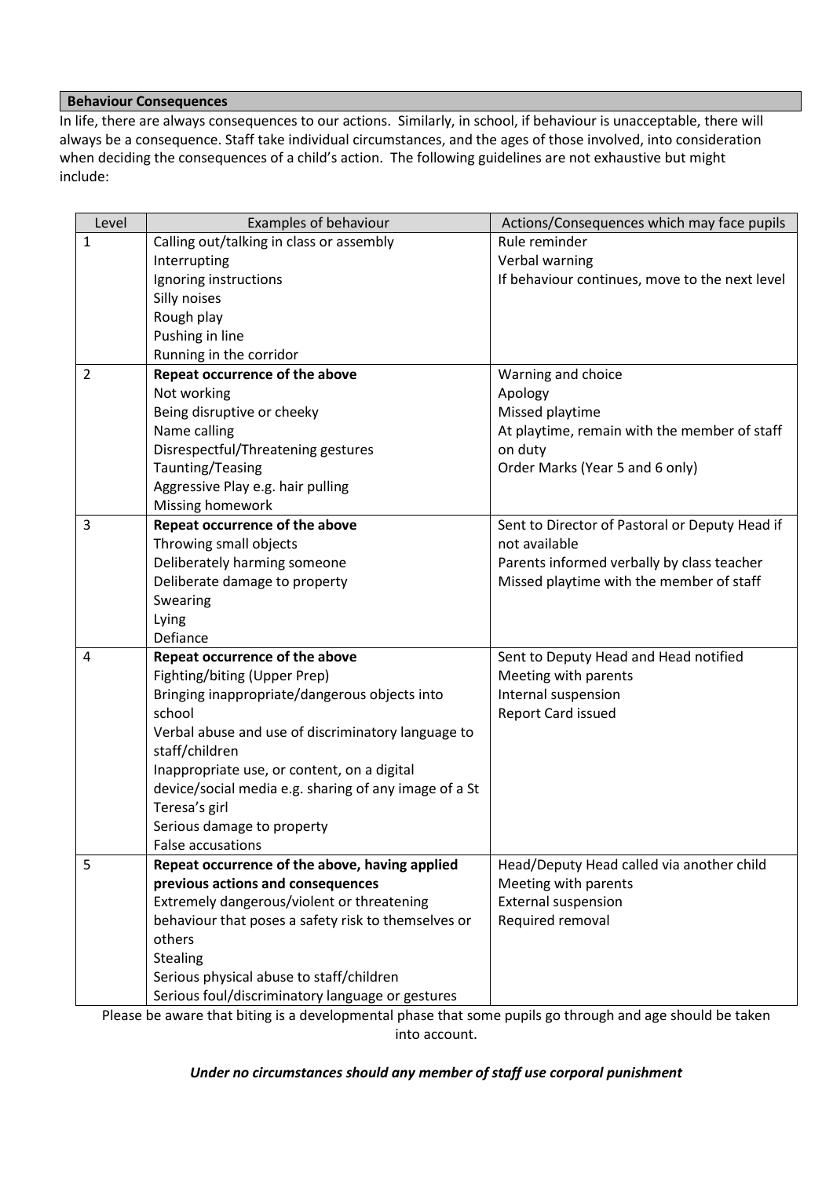## Behaviour Consequences

In life, there are always consequences to our actions. Similarly, in school, if behaviour is unacceptable, there will always be a consequence. Staff take individual circumstances, and the ages of those involved, into consideration when deciding the consequences of a child's action. The following guidelines are not exhaustive but might include:

| Level | Examples of behaviour | Actions/Consequences which may face pupils |
|---|---|---|
| 1 | Calling out/talking in class or assembly<br>Interrupting<br>Ignoring instructions<br>Silly noises<br>Rough play<br>Pushing in line<br>Running in the corridor | Rule reminder<br>Verbal warning<br>If behaviour continues, move to the next level |
| 2 | **Repeat occurrence of the above**<br>Not working<br>Being disruptive or cheeky<br>Name calling<br>Disrespectful/Threatening gestures<br>Taunting/Teasing<br>Aggressive Play e.g. hair pulling<br>Missing homework | Warning and choice<br>Apology<br>Missed playtime<br>At playtime, remain with the member of staff on duty<br>Order Marks (Year 5 and 6 only) |
| 3 | **Repeat occurrence of the above**<br>Throwing small objects<br>Deliberately harming someone<br>Deliberate damage to property<br>Swearing<br>Lying<br>Defiance | Sent to Director of Pastoral or Deputy Head if not available<br>Parents informed verbally by class teacher<br>Missed playtime with the member of staff |
| 4 | **Repeat occurrence of the above**<br>Fighting/biting (Upper Prep)<br>Bringing inappropriate/dangerous objects into school<br>Verbal abuse and use of discriminatory language to staff/children<br>Inappropriate use, or content, on a digital device/social media e.g. sharing of any image of a St Teresa's girl<br>Serious damage to property<br>False accusations | Sent to Deputy Head and Head notified<br>Meeting with parents<br>Internal suspension<br>Report Card issued |
| 5 | **Repeat occurrence of the above, having applied previous actions and consequences**<br>Extremely dangerous/violent or threatening behaviour that poses a safety risk to themselves or others<br>Stealing<br>Serious physical abuse to staff/children<br>Serious foul/discriminatory language or gestures | Head/Deputy Head called via another child<br>Meeting with parents<br>External suspension<br>Required removal |

Please be aware that biting is a developmental phase that some pupils go through and age should be taken into account.

***Under no circumstances should any member of staff use corporal punishment***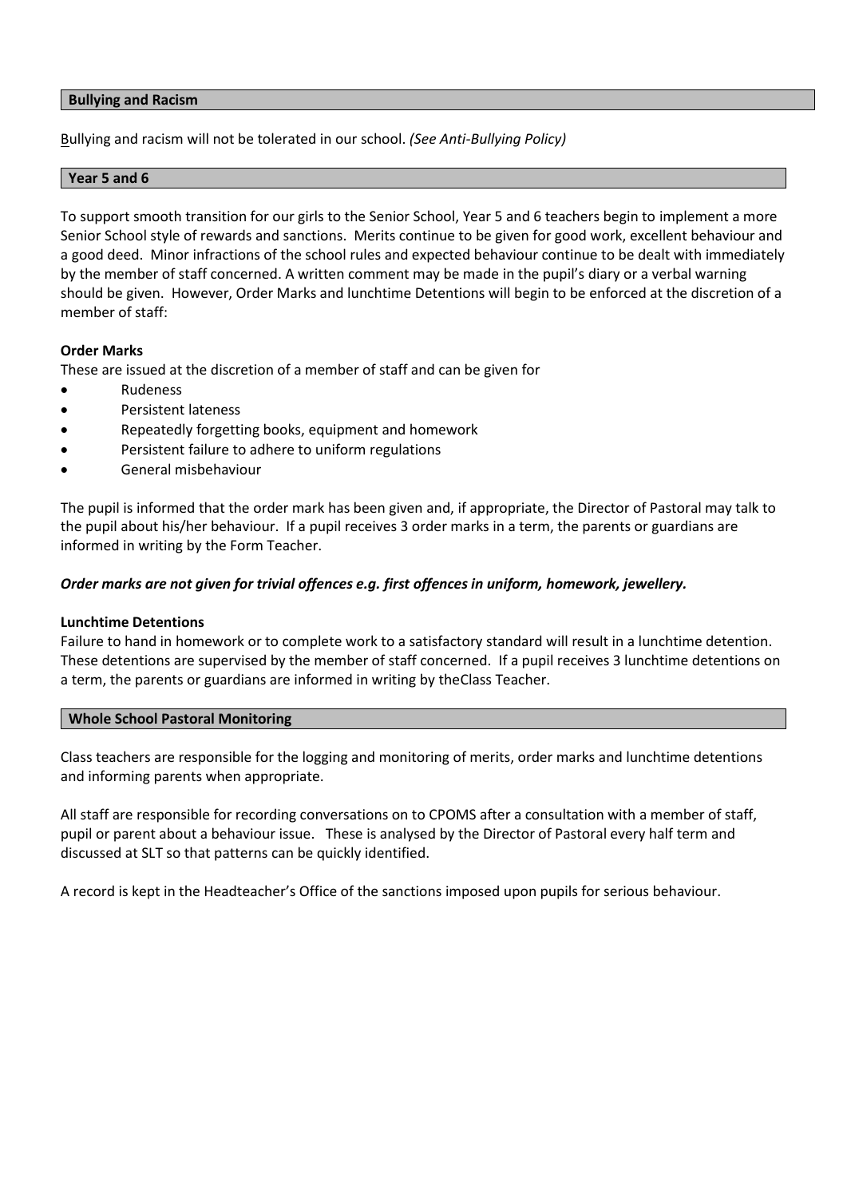## Bullying and Racism

Bullying and racism will not be tolerated in our school. *(See Anti-Bullying Policy)*

## Year 5 and 6

To support smooth transition for our girls to the Senior School, Year 5 and 6 teachers begin to implement a more Senior School style of rewards and sanctions. Merits continue to be given for good work, excellent behaviour and a good deed. Minor infractions of the school rules and expected behaviour continue to be dealt with immediately by the member of staff concerned. A written comment may be made in the pupil's diary or a verbal warning should be given. However, Order Marks and lunchtime Detentions will begin to be enforced at the discretion of a member of staff:

**Order Marks**

These are issued at the discretion of a member of staff and can be given for

- Rudeness
- Persistent lateness
- Repeatedly forgetting books, equipment and homework
- Persistent failure to adhere to uniform regulations
- General misbehaviour

The pupil is informed that the order mark has been given and, if appropriate, the Director of Pastoral may talk to the pupil about his/her behaviour. If a pupil receives 3 order marks in a term, the parents or guardians are informed in writing by the Form Teacher.

***Order marks are not given for trivial offences e.g. first offences in uniform, homework, jewellery.***

**Lunchtime Detentions**

Failure to hand in homework or to complete work to a satisfactory standard will result in a lunchtime detention. These detentions are supervised by the member of staff concerned. If a pupil receives 3 lunchtime detentions on a term, the parents or guardians are informed in writing by theClass Teacher.

## Whole School Pastoral Monitoring

Class teachers are responsible for the logging and monitoring of merits, order marks and lunchtime detentions and informing parents when appropriate.

All staff are responsible for recording conversations on to CPOMS after a consultation with a member of staff, pupil or parent about a behaviour issue. These is analysed by the Director of Pastoral every half term and discussed at SLT so that patterns can be quickly identified.

A record is kept in the Headteacher's Office of the sanctions imposed upon pupils for serious behaviour.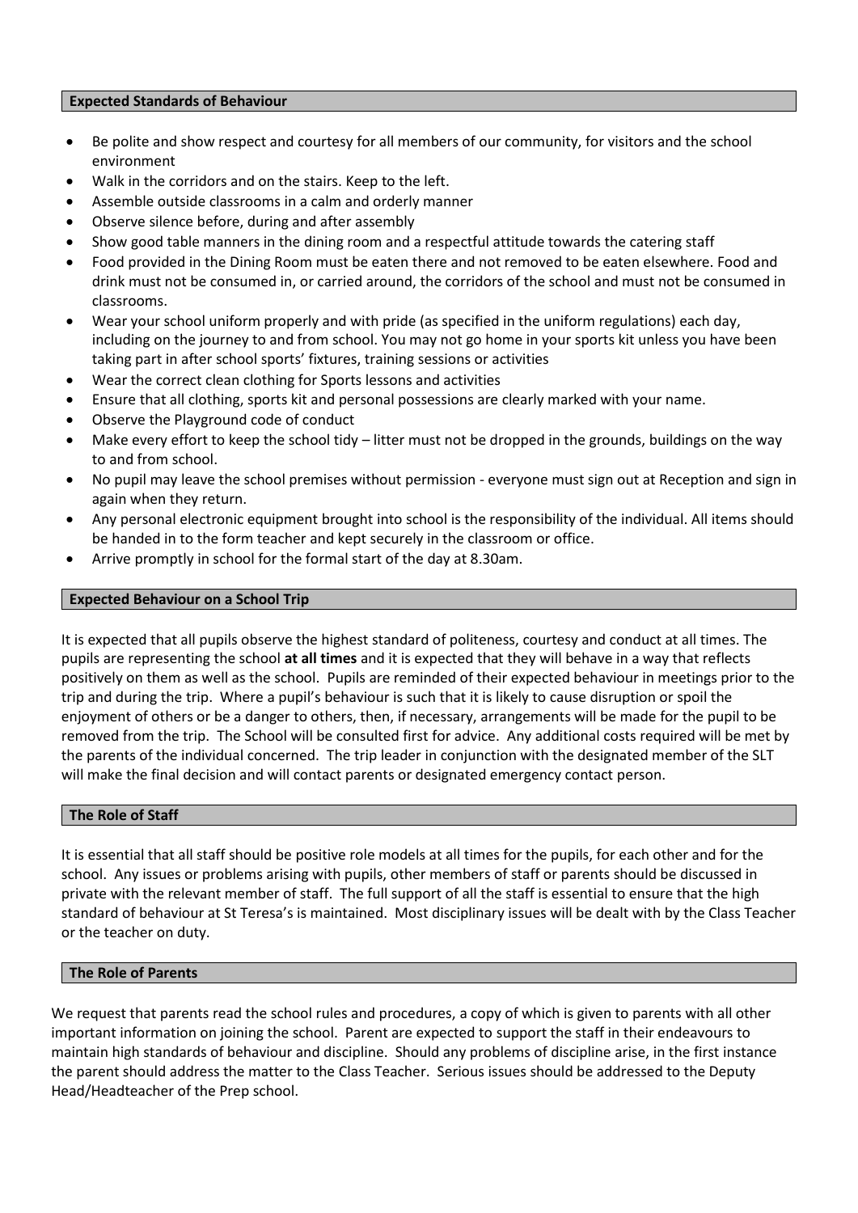## Expected Standards of Behaviour

- Be polite and show respect and courtesy for all members of our community, for visitors and the school environment
- Walk in the corridors and on the stairs. Keep to the left.
- Assemble outside classrooms in a calm and orderly manner
- Observe silence before, during and after assembly
- Show good table manners in the dining room and a respectful attitude towards the catering staff
- Food provided in the Dining Room must be eaten there and not removed to be eaten elsewhere. Food and drink must not be consumed in, or carried around, the corridors of the school and must not be consumed in classrooms.
- Wear your school uniform properly and with pride (as specified in the uniform regulations) each day, including on the journey to and from school. You may not go home in your sports kit unless you have been taking part in after school sports' fixtures, training sessions or activities
- Wear the correct clean clothing for Sports lessons and activities
- Ensure that all clothing, sports kit and personal possessions are clearly marked with your name.
- Observe the Playground code of conduct
- Make every effort to keep the school tidy – litter must not be dropped in the grounds, buildings on the way to and from school.
- No pupil may leave the school premises without permission - everyone must sign out at Reception and sign in again when they return.
- Any personal electronic equipment brought into school is the responsibility of the individual. All items should be handed in to the form teacher and kept securely in the classroom or office.
- Arrive promptly in school for the formal start of the day at 8.30am.

## Expected Behaviour on a School Trip

It is expected that all pupils observe the highest standard of politeness, courtesy and conduct at all times. The pupils are representing the school **at all times** and it is expected that they will behave in a way that reflects positively on them as well as the school. Pupils are reminded of their expected behaviour in meetings prior to the trip and during the trip. Where a pupil's behaviour is such that it is likely to cause disruption or spoil the enjoyment of others or be a danger to others, then, if necessary, arrangements will be made for the pupil to be removed from the trip. The School will be consulted first for advice. Any additional costs required will be met by the parents of the individual concerned. The trip leader in conjunction with the designated member of the SLT will make the final decision and will contact parents or designated emergency contact person.

## The Role of Staff

It is essential that all staff should be positive role models at all times for the pupils, for each other and for the school. Any issues or problems arising with pupils, other members of staff or parents should be discussed in private with the relevant member of staff. The full support of all the staff is essential to ensure that the high standard of behaviour at St Teresa's is maintained. Most disciplinary issues will be dealt with by the Class Teacher or the teacher on duty.

## The Role of Parents

We request that parents read the school rules and procedures, a copy of which is given to parents with all other important information on joining the school. Parent are expected to support the staff in their endeavours to maintain high standards of behaviour and discipline. Should any problems of discipline arise, in the first instance the parent should address the matter to the Class Teacher. Serious issues should be addressed to the Deputy Head/Headteacher of the Prep school.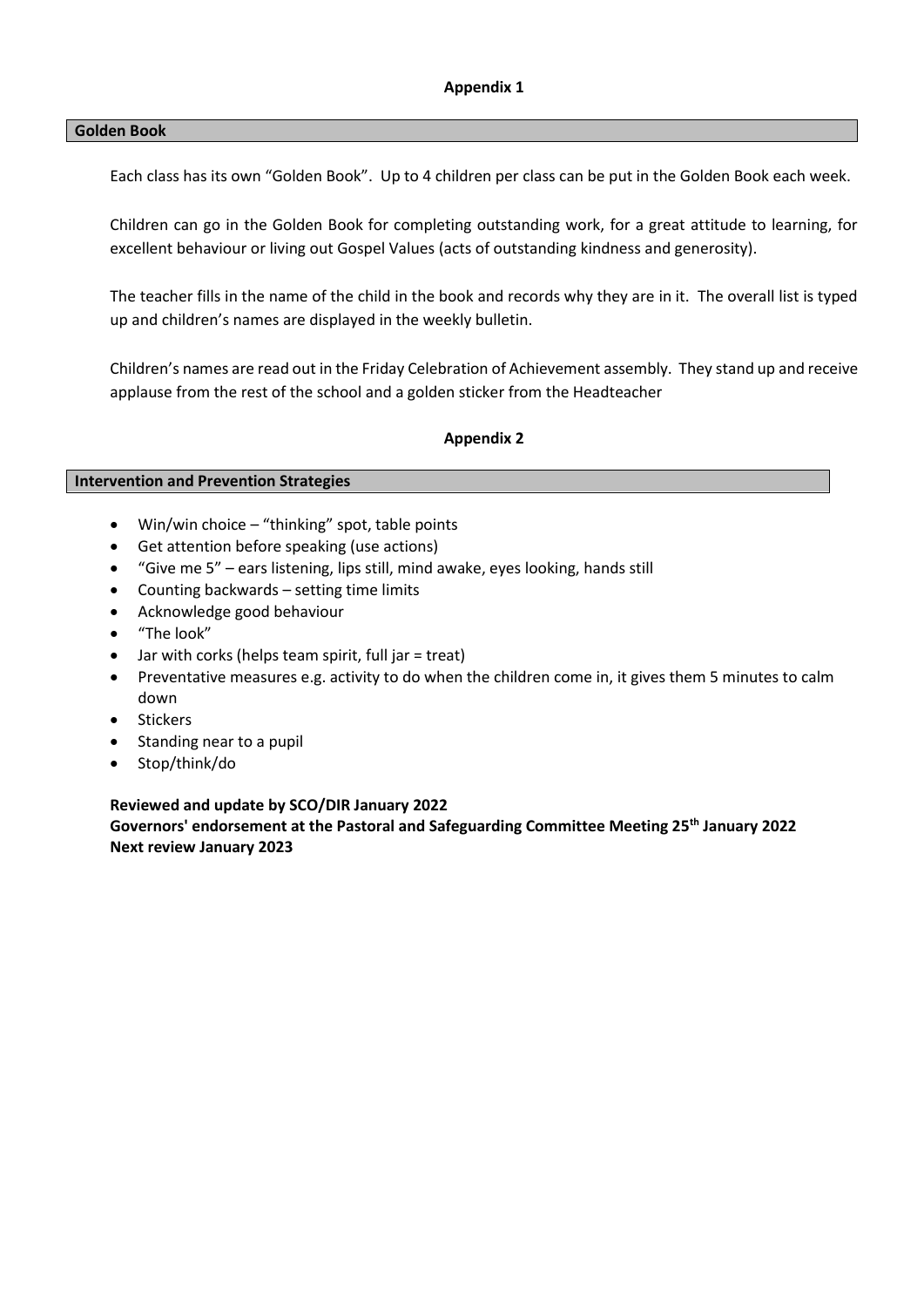**Appendix 1**

## Golden Book

Each class has its own "Golden Book". Up to 4 children per class can be put in the Golden Book each week.

Children can go in the Golden Book for completing outstanding work, for a great attitude to learning, for excellent behaviour or living out Gospel Values (acts of outstanding kindness and generosity).

The teacher fills in the name of the child in the book and records why they are in it. The overall list is typed up and children's names are displayed in the weekly bulletin.

Children's names are read out in the Friday Celebration of Achievement assembly. They stand up and receive applause from the rest of the school and a golden sticker from the Headteacher

**Appendix 2**

## Intervention and Prevention Strategies

- Win/win choice – "thinking" spot, table points
- Get attention before speaking (use actions)
- "Give me 5" – ears listening, lips still, mind awake, eyes looking, hands still
- Counting backwards – setting time limits
- Acknowledge good behaviour
- "The look"
- Jar with corks (helps team spirit, full jar = treat)
- Preventative measures e.g. activity to do when the children come in, it gives them 5 minutes to calm down
- Stickers
- Standing near to a pupil
- Stop/think/do

**Reviewed and update by SCO/DIR January 2022**
**Governors' endorsement at the Pastoral and Safeguarding Committee Meeting 25th January 2022**
**Next review January 2023**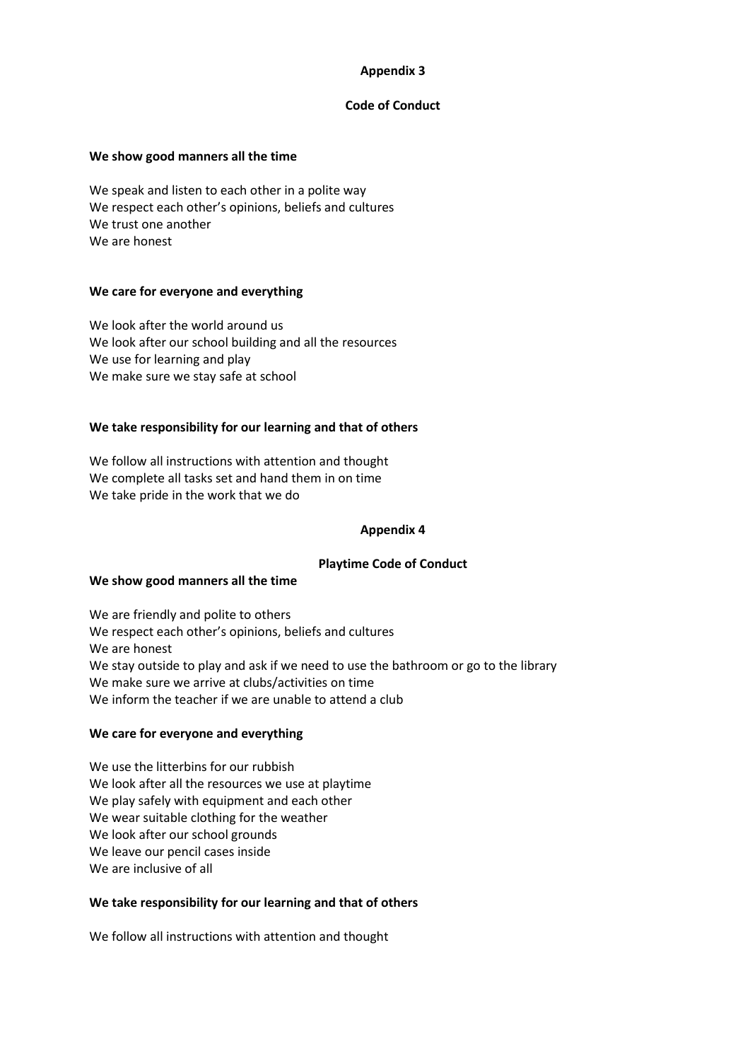## Appendix 3

### Code of Conduct

**We show good manners all the time**

We speak and listen to each other in a polite way
We respect each other's opinions, beliefs and cultures
We trust one another
We are honest

**We care for everyone and everything**

We look after the world around us
We look after our school building and all the resources
We use for learning and play
We make sure we stay safe at school

**We take responsibility for our learning and that of others**

We follow all instructions with attention and thought
We complete all tasks set and hand them in on time
We take pride in the work that we do

## Appendix 4

### Playtime Code of Conduct

**We show good manners all the time**

We are friendly and polite to others
We respect each other's opinions, beliefs and cultures
We are honest
We stay outside to play and ask if we need to use the bathroom or go to the library
We make sure we arrive at clubs/activities on time
We inform the teacher if we are unable to attend a club

**We care for everyone and everything**

We use the litterbins for our rubbish
We look after all the resources we use at playtime
We play safely with equipment and each other
We wear suitable clothing for the weather
We look after our school grounds
We leave our pencil cases inside
We are inclusive of all

**We take responsibility for our learning and that of others**

We follow all instructions with attention and thought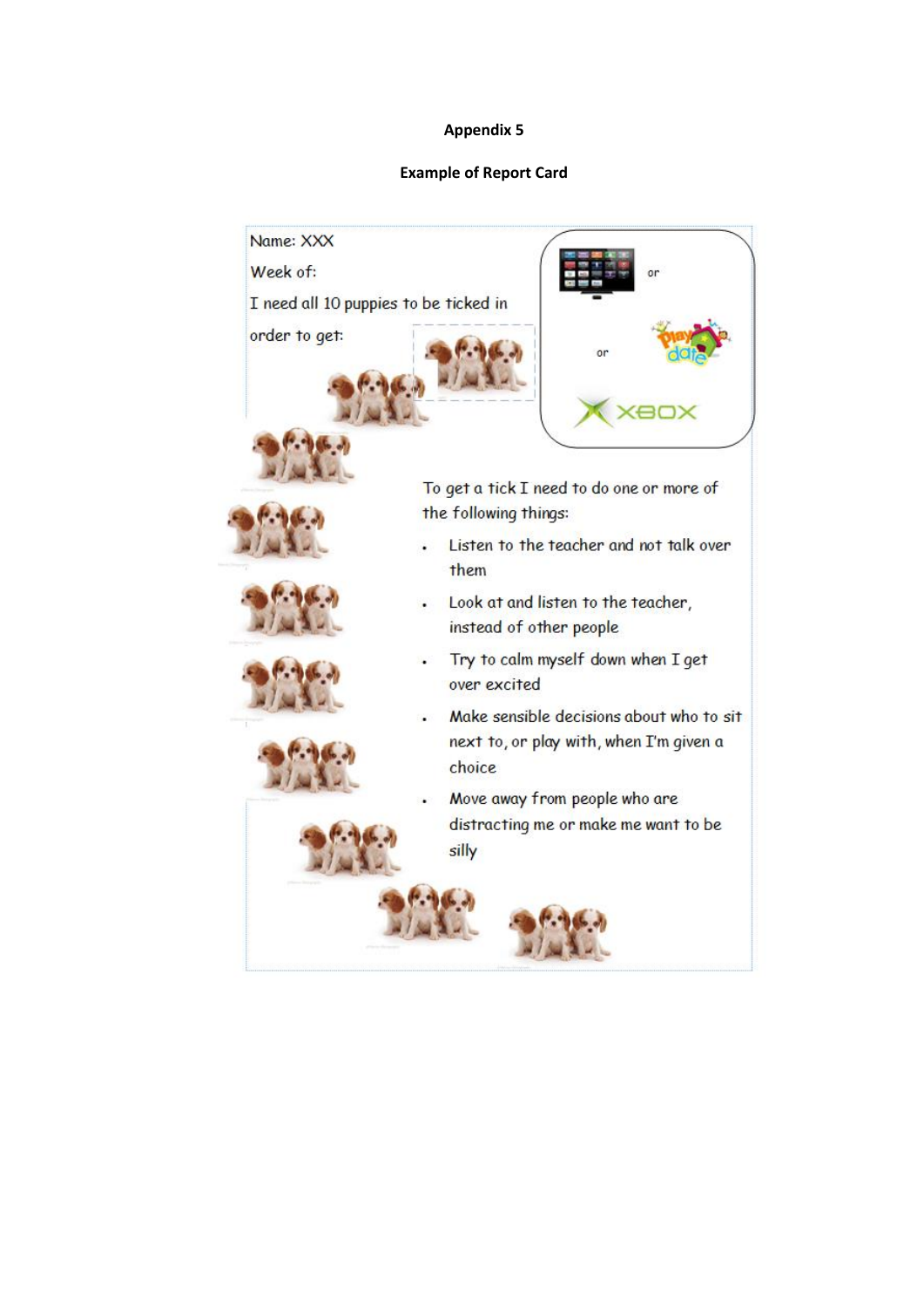**Appendix 5**

**Example of Report Card**

Name: XXX

Week of:

I need all 10 puppies to be ticked in order to get:

or

or

XBOX

To get a tick I need to do one or more of the following things:

- Listen to the teacher and not talk over them
- Look at and listen to the teacher, instead of other people
- Try to calm myself down when I get over excited
- Make sensible decisions about who to sit next to, or play with, when I'm given a choice
- Move away from people who are distracting me or make me want to be silly